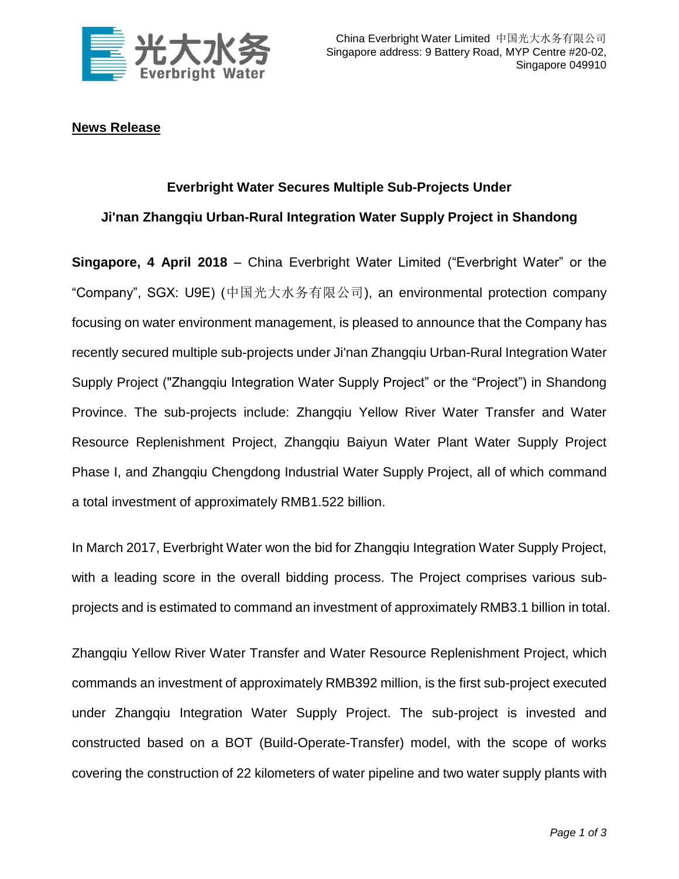China Everbright Water Limited 中国光大水务有限公司
Singapore address: 9 Battery Road, MYP Centre #20-02, Singapore 049910

**News Release**

## Everbright Water Secures Multiple Sub-Projects Under Ji'nan Zhangqiu Urban-Rural Integration Water Supply Project in Shandong

**Singapore, 4 April 2018** – China Everbright Water Limited ("Everbright Water" or the "Company", SGX: U9E) (中国光大水务有限公司), an environmental protection company focusing on water environment management, is pleased to announce that the Company has recently secured multiple sub-projects under Ji'nan Zhangqiu Urban-Rural Integration Water Supply Project ("Zhangqiu Integration Water Supply Project" or the "Project") in Shandong Province. The sub-projects include: Zhangqiu Yellow River Water Transfer and Water Resource Replenishment Project, Zhangqiu Baiyun Water Plant Water Supply Project Phase I, and Zhangqiu Chengdong Industrial Water Supply Project, all of which command a total investment of approximately RMB1.522 billion.

In March 2017, Everbright Water won the bid for Zhangqiu Integration Water Supply Project, with a leading score in the overall bidding process. The Project comprises various sub-projects and is estimated to command an investment of approximately RMB3.1 billion in total.

Zhangqiu Yellow River Water Transfer and Water Resource Replenishment Project, which commands an investment of approximately RMB392 million, is the first sub-project executed under Zhangqiu Integration Water Supply Project. The sub-project is invested and constructed based on a BOT (Build-Operate-Transfer) model, with the scope of works covering the construction of 22 kilometers of water pipeline and two water supply plants with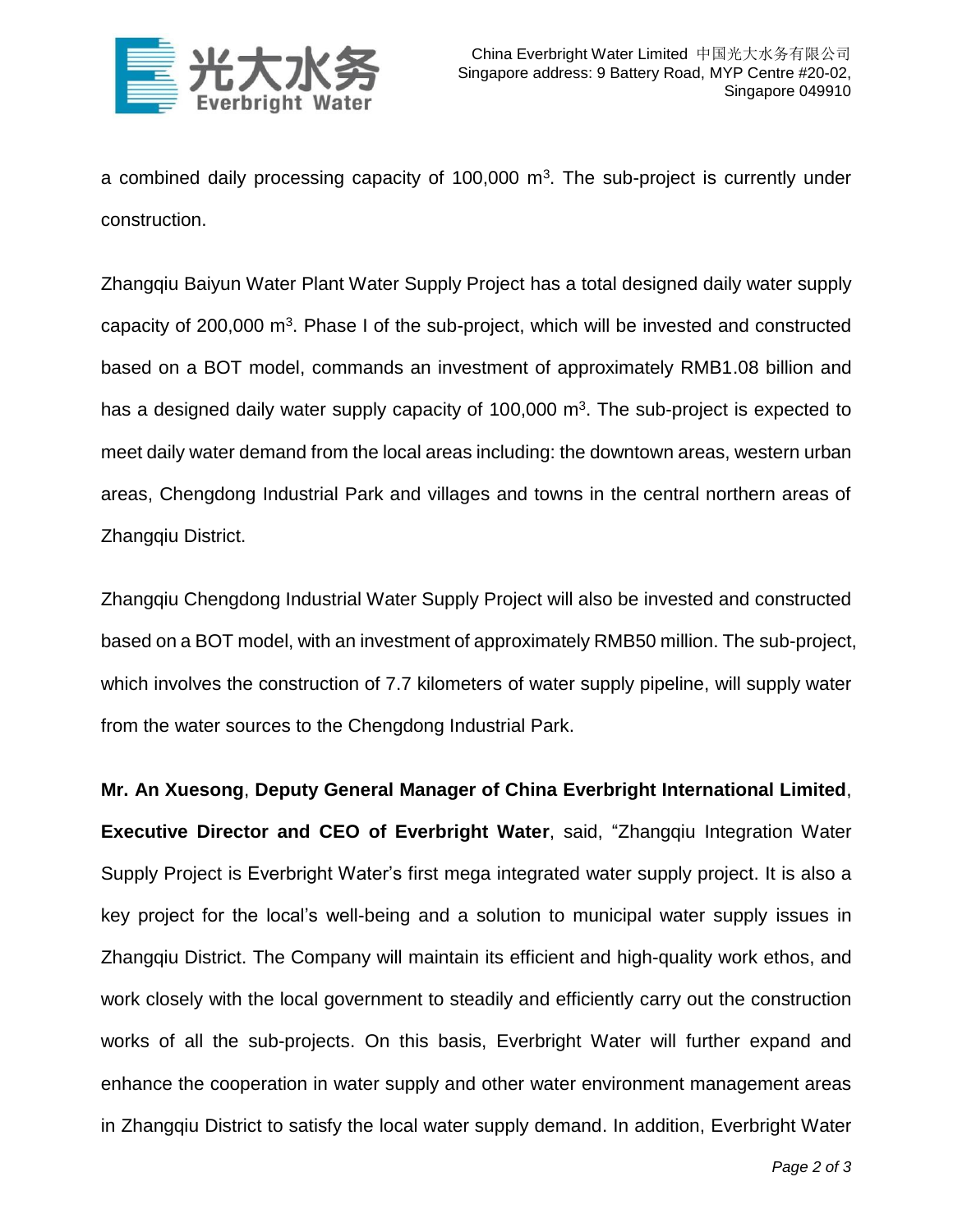a combined daily processing capacity of 100,000 $m^3$. The sub-project is currently under construction.

Zhangqiu Baiyun Water Plant Water Supply Project has a total designed daily water supply capacity of 200,000 $m^3$. Phase I of the sub-project, which will be invested and constructed based on a BOT model, commands an investment of approximately RMB1.08 billion and has a designed daily water supply capacity of 100,000 $m^3$. The sub-project is expected to meet daily water demand from the local areas including: the downtown areas, western urban areas, Chengdong Industrial Park and villages and towns in the central northern areas of Zhangqiu District.

Zhangqiu Chengdong Industrial Water Supply Project will also be invested and constructed based on a BOT model, with an investment of approximately RMB50 million. The sub-project, which involves the construction of 7.7 kilometers of water supply pipeline, will supply water from the water sources to the Chengdong Industrial Park.

**Mr. An Xuesong**, **Deputy General Manager of China Everbright International Limited**, **Executive Director and CEO of Everbright Water**, said, "Zhangqiu Integration Water Supply Project is Everbright Water's first mega integrated water supply project. It is also a key project for the local's well-being and a solution to municipal water supply issues in Zhangqiu District. The Company will maintain its efficient and high-quality work ethos, and work closely with the local government to steadily and efficiently carry out the construction works of all the sub-projects. On this basis, Everbright Water will further expand and enhance the cooperation in water supply and other water environment management areas in Zhangqiu District to satisfy the local water supply demand. In addition, Everbright Water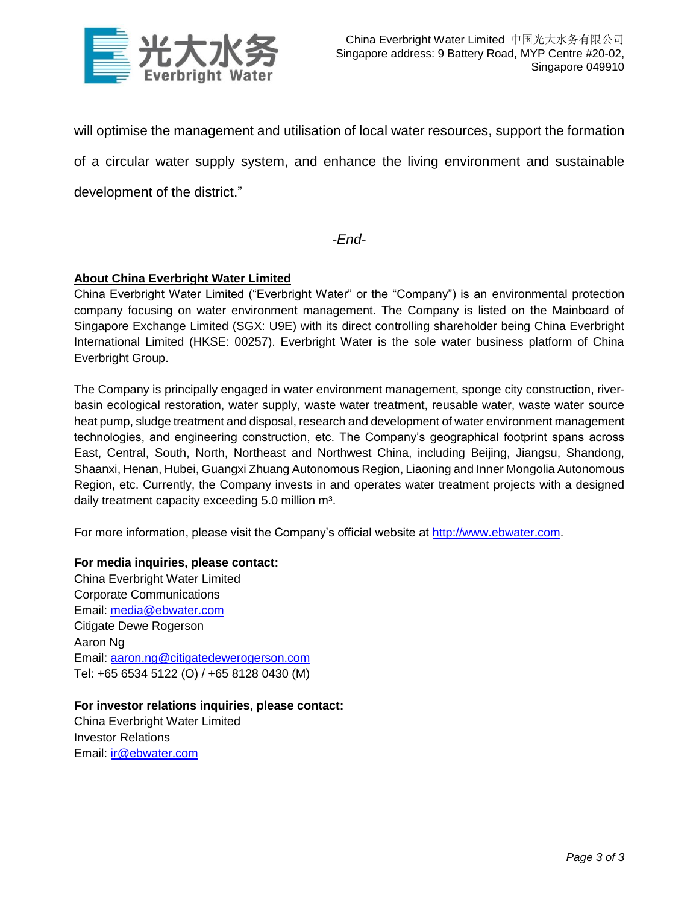will optimise the management and utilisation of local water resources, support the formation of a circular water supply system, and enhance the living environment and sustainable development of the district."

*-End-*

**About China Everbright Water Limited**

China Everbright Water Limited ("Everbright Water" or the "Company") is an environmental protection company focusing on water environment management. The Company is listed on the Mainboard of Singapore Exchange Limited (SGX: U9E) with its direct controlling shareholder being China Everbright International Limited (HKSE: 00257). Everbright Water is the sole water business platform of China Everbright Group.

The Company is principally engaged in water environment management, sponge city construction, river-basin ecological restoration, water supply, waste water treatment, reusable water, waste water source heat pump, sludge treatment and disposal, research and development of water environment management technologies, and engineering construction, etc. The Company's geographical footprint spans across East, Central, South, North, Northeast and Northwest China, including Beijing, Jiangsu, Shandong, Shaanxi, Henan, Hubei, Guangxi Zhuang Autonomous Region, Liaoning and Inner Mongolia Autonomous Region, etc. Currently, the Company invests in and operates water treatment projects with a designed daily treatment capacity exceeding 5.0 million $m^3$.

For more information, please visit the Company's official website at http://www.ebwater.com.

**For media inquiries, please contact:**

China Everbright Water Limited
Corporate Communications
Email: media@ebwater.com
Citigate Dewe Rogerson
Aaron Ng
Email: aaron.ng@citigatedewerogerson.com
Tel: +65 6534 5122 (O) / +65 8128 0430 (M)

**For investor relations inquiries, please contact:**

China Everbright Water Limited
Investor Relations
Email: ir@ebwater.com